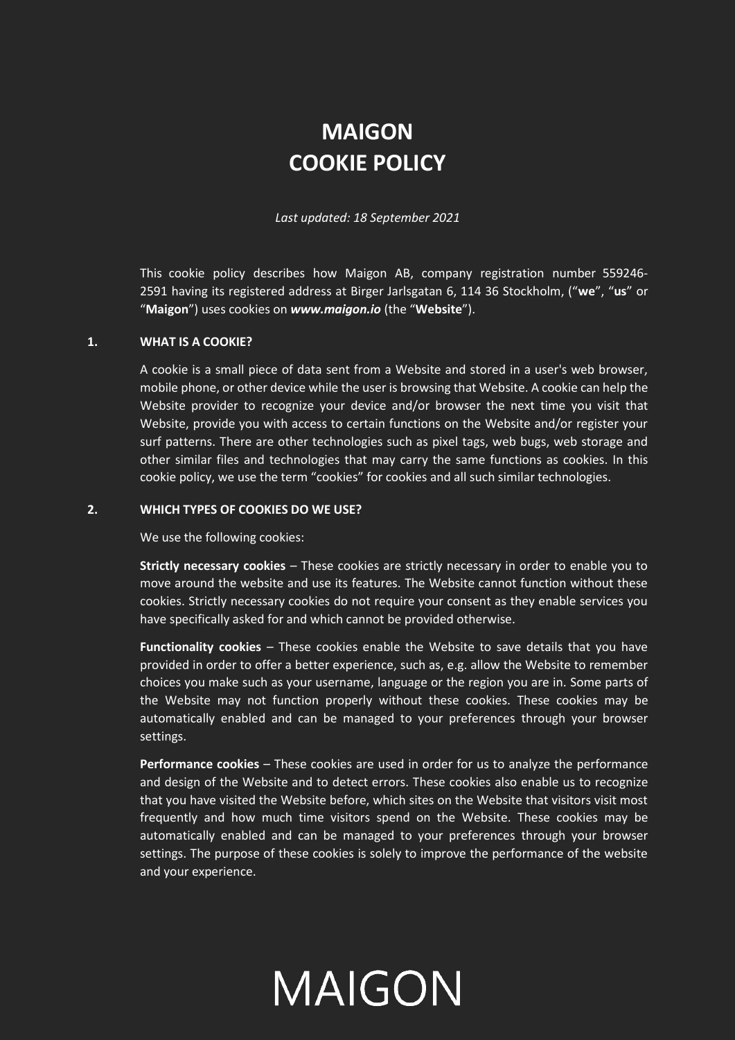# MAIGON
# COOKIE POLICY

*Last updated: 18 September 2021*

This cookie policy describes how Maigon AB, company registration number 559246-2591 having its registered address at Birger Jarlsgatan 6, 114 36 Stockholm, ("**we**", "**us**" or "**Maigon**") uses cookies on ***www.maigon.io*** (the "**Website**").

## 1. WHAT IS A COOKIE?

A cookie is a small piece of data sent from a Website and stored in a user's web browser, mobile phone, or other device while the user is browsing that Website. A cookie can help the Website provider to recognize your device and/or browser the next time you visit that Website, provide you with access to certain functions on the Website and/or register your surf patterns. There are other technologies such as pixel tags, web bugs, web storage and other similar files and technologies that may carry the same functions as cookies. In this cookie policy, we use the term "cookies" for cookies and all such similar technologies.

## 2. WHICH TYPES OF COOKIES DO WE USE?

We use the following cookies:

**Strictly necessary cookies** – These cookies are strictly necessary in order to enable you to move around the website and use its features. The Website cannot function without these cookies. Strictly necessary cookies do not require your consent as they enable services you have specifically asked for and which cannot be provided otherwise.

**Functionality cookies** – These cookies enable the Website to save details that you have provided in order to offer a better experience, such as, e.g. allow the Website to remember choices you make such as your username, language or the region you are in. Some parts of the Website may not function properly without these cookies. These cookies may be automatically enabled and can be managed to your preferences through your browser settings.

**Performance cookies** – These cookies are used in order for us to analyze the performance and design of the Website and to detect errors. These cookies also enable us to recognize that you have visited the Website before, which sites on the Website that visitors visit most frequently and how much time visitors spend on the Website. These cookies may be automatically enabled and can be managed to your preferences through your browser settings. The purpose of these cookies is solely to improve the performance of the website and your experience.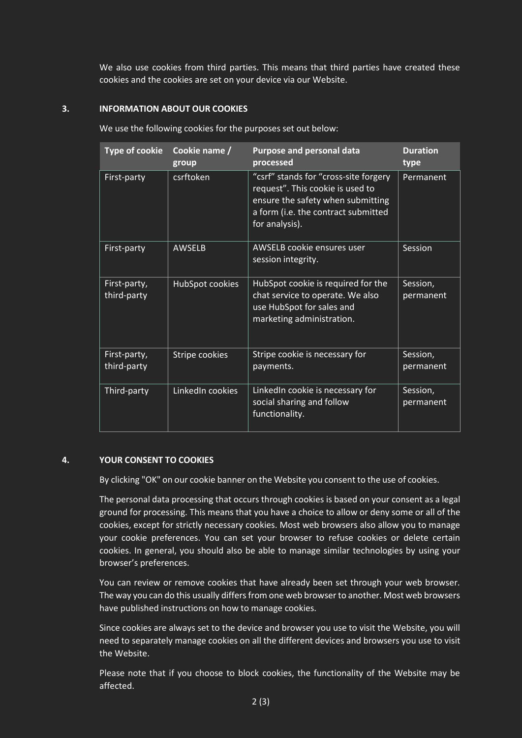We also use cookies from third parties. This means that third parties have created these cookies and the cookies are set on your device via our Website.

## 3. INFORMATION ABOUT OUR COOKIES

We use the following cookies for the purposes set out below:

| Type of cookie | Cookie name / group | Purpose and personal data processed | Duration type |
| --- | --- | --- | --- |
| First-party | csrftoken | "csrf" stands for "cross-site forgery request". This cookie is used to ensure the safety when submitting a form (i.e. the contract submitted for analysis). | Permanent |
| First-party | AWSELB | AWSELB cookie ensures user session integrity. | Session |
| First-party, third-party | HubSpot cookies | HubSpot cookie is required for the chat service to operate. We also use HubSpot for sales and marketing administration. | Session, permanent |
| First-party, third-party | Stripe cookies | Stripe cookie is necessary for payments. | Session, permanent |
| Third-party | LinkedIn cookies | LinkedIn cookie is necessary for social sharing and follow functionality. | Session, permanent |

## 4. YOUR CONSENT TO COOKIES

By clicking "OK" on our cookie banner on the Website you consent to the use of cookies.

The personal data processing that occurs through cookies is based on your consent as a legal ground for processing. This means that you have a choice to allow or deny some or all of the cookies, except for strictly necessary cookies. Most web browsers also allow you to manage your cookie preferences. You can set your browser to refuse cookies or delete certain cookies. In general, you should also be able to manage similar technologies by using your browser's preferences.

You can review or remove cookies that have already been set through your web browser. The way you can do this usually differs from one web browser to another. Most web browsers have published instructions on how to manage cookies.

Since cookies are always set to the device and browser you use to visit the Website, you will need to separately manage cookies on all the different devices and browsers you use to visit the Website.

Please note that if you choose to block cookies, the functionality of the Website may be affected.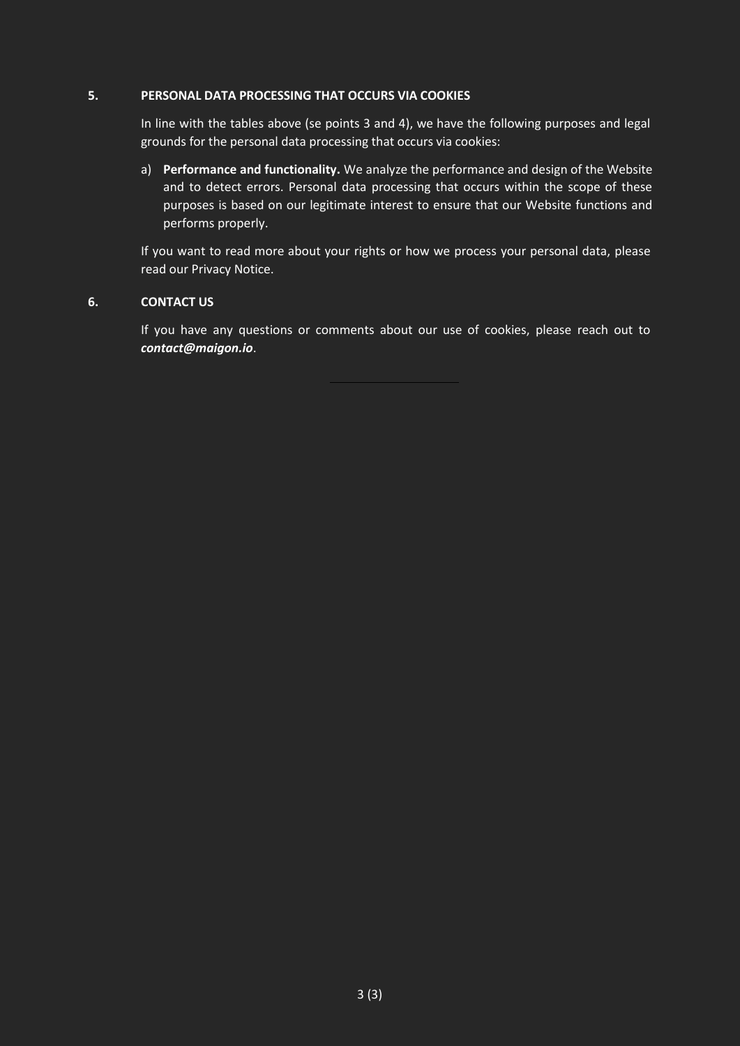## 5. PERSONAL DATA PROCESSING THAT OCCURS VIA COOKIES

In line with the tables above (se points 3 and 4), we have the following purposes and legal grounds for the personal data processing that occurs via cookies:

a) **Performance and functionality.** We analyze the performance and design of the Website and to detect errors. Personal data processing that occurs within the scope of these purposes is based on our legitimate interest to ensure that our Website functions and performs properly.

If you want to read more about your rights or how we process your personal data, please read our Privacy Notice.

## 6. CONTACT US

If you have any questions or comments about our use of cookies, please reach out to ***contact@maigon.io***.

---